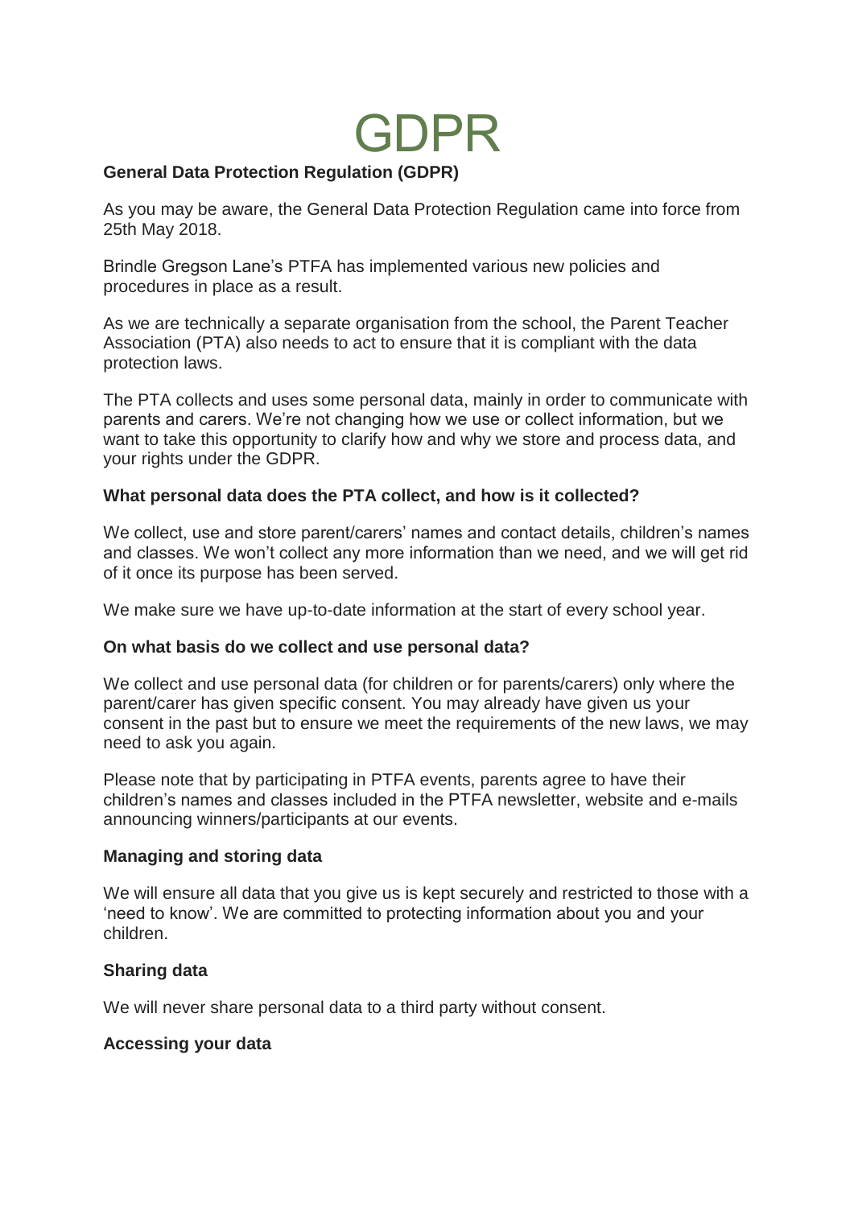# GDPR

**General Data Protection Regulation (GDPR)**

As you may be aware, the General Data Protection Regulation came into force from 25th May 2018.

Brindle Gregson Lane's PTFA has implemented various new policies and procedures in place as a result.

As we are technically a separate organisation from the school, the Parent Teacher Association (PTA) also needs to act to ensure that it is compliant with the data protection laws.

The PTA collects and uses some personal data, mainly in order to communicate with parents and carers. We're not changing how we use or collect information, but we want to take this opportunity to clarify how and why we store and process data, and your rights under the GDPR.

**What personal data does the PTA collect, and how is it collected?**

We collect, use and store parent/carers' names and contact details, children's names and classes. We won't collect any more information than we need, and we will get rid of it once its purpose has been served.

We make sure we have up-to-date information at the start of every school year.

**On what basis do we collect and use personal data?**

We collect and use personal data (for children or for parents/carers) only where the parent/carer has given specific consent. You may already have given us your consent in the past but to ensure we meet the requirements of the new laws, we may need to ask you again.

Please note that by participating in PTFA events, parents agree to have their children's names and classes included in the PTFA newsletter, website and e-mails announcing winners/participants at our events.

**Managing and storing data**

We will ensure all data that you give us is kept securely and restricted to those with a 'need to know'. We are committed to protecting information about you and your children.

**Sharing data**

We will never share personal data to a third party without consent.

**Accessing your data**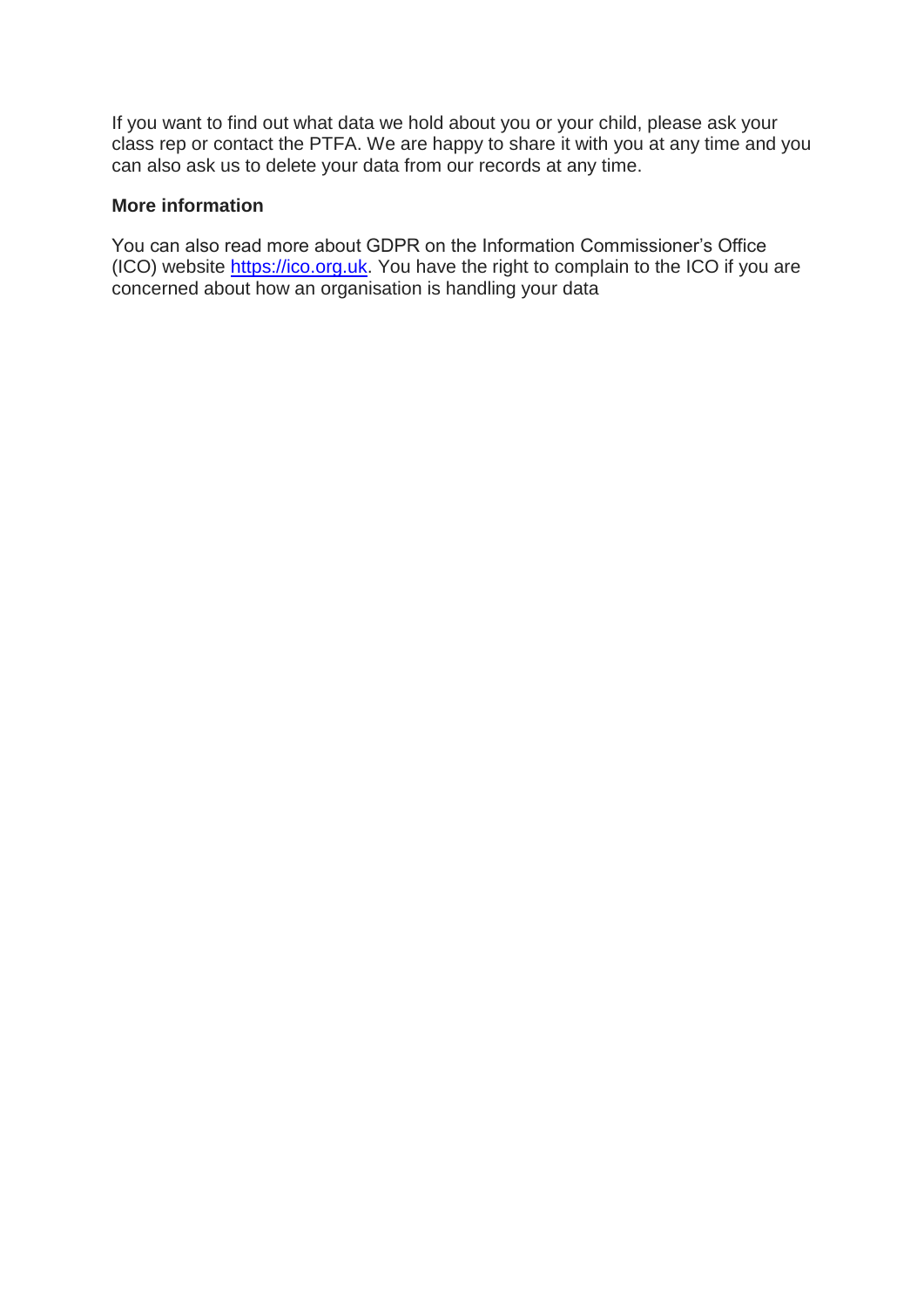If you want to find out what data we hold about you or your child, please ask your class rep or contact the PTFA. We are happy to share it with you at any time and you can also ask us to delete your data from our records at any time.

**More information**

You can also read more about GDPR on the Information Commissioner's Office (ICO) website [https://ico.org.uk](https://ico.org.uk). You have the right to complain to the ICO if you are concerned about how an organisation is handling your data